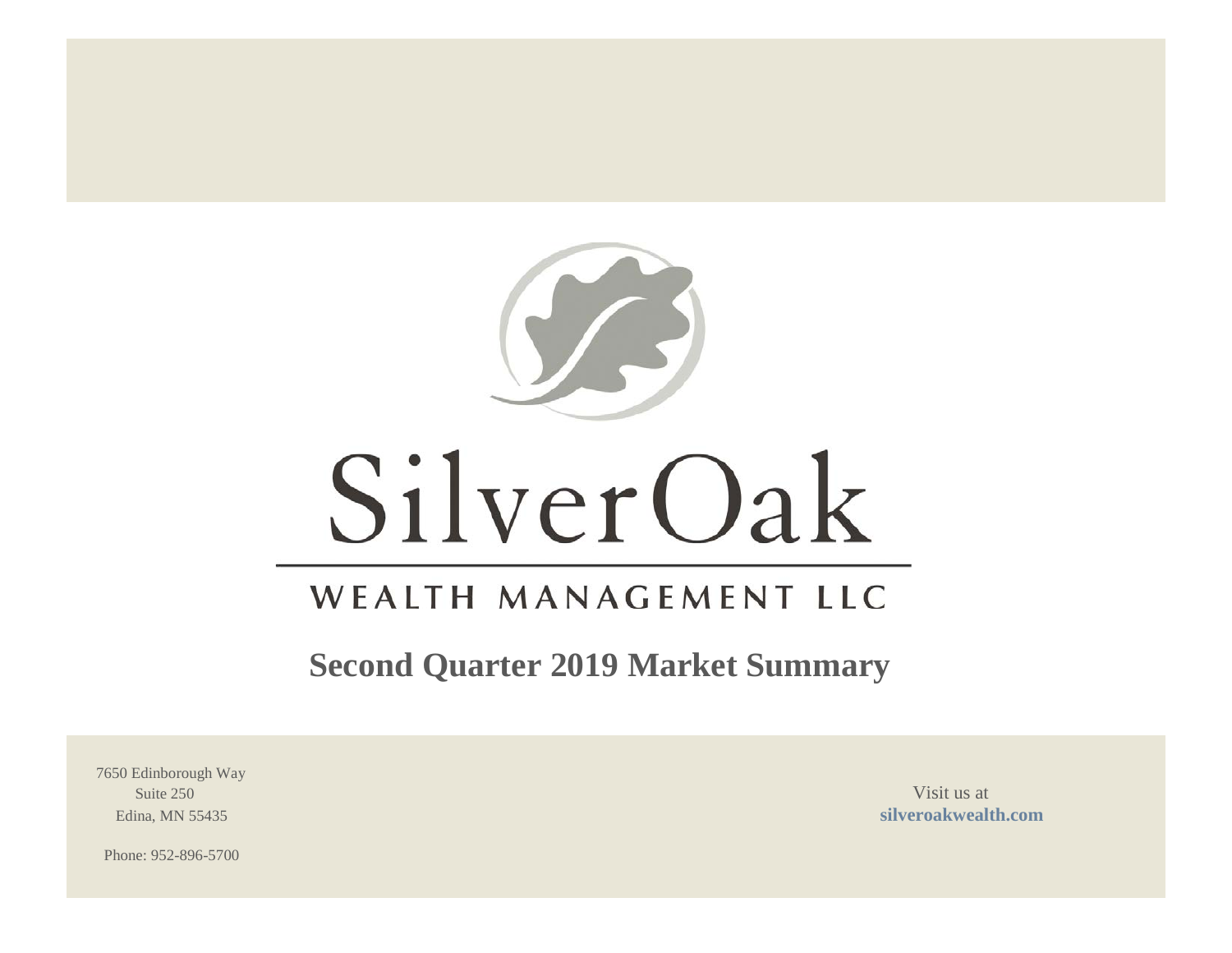# SilverOak

## WEALTH MANAGEMENT LLC

# Second Quarter 2019 Market Summary

7650 Edinborough Way
Suite 250
Edina, MN 55435

Phone: 952-896-5700

Visit us at
**silveroakwealth.com**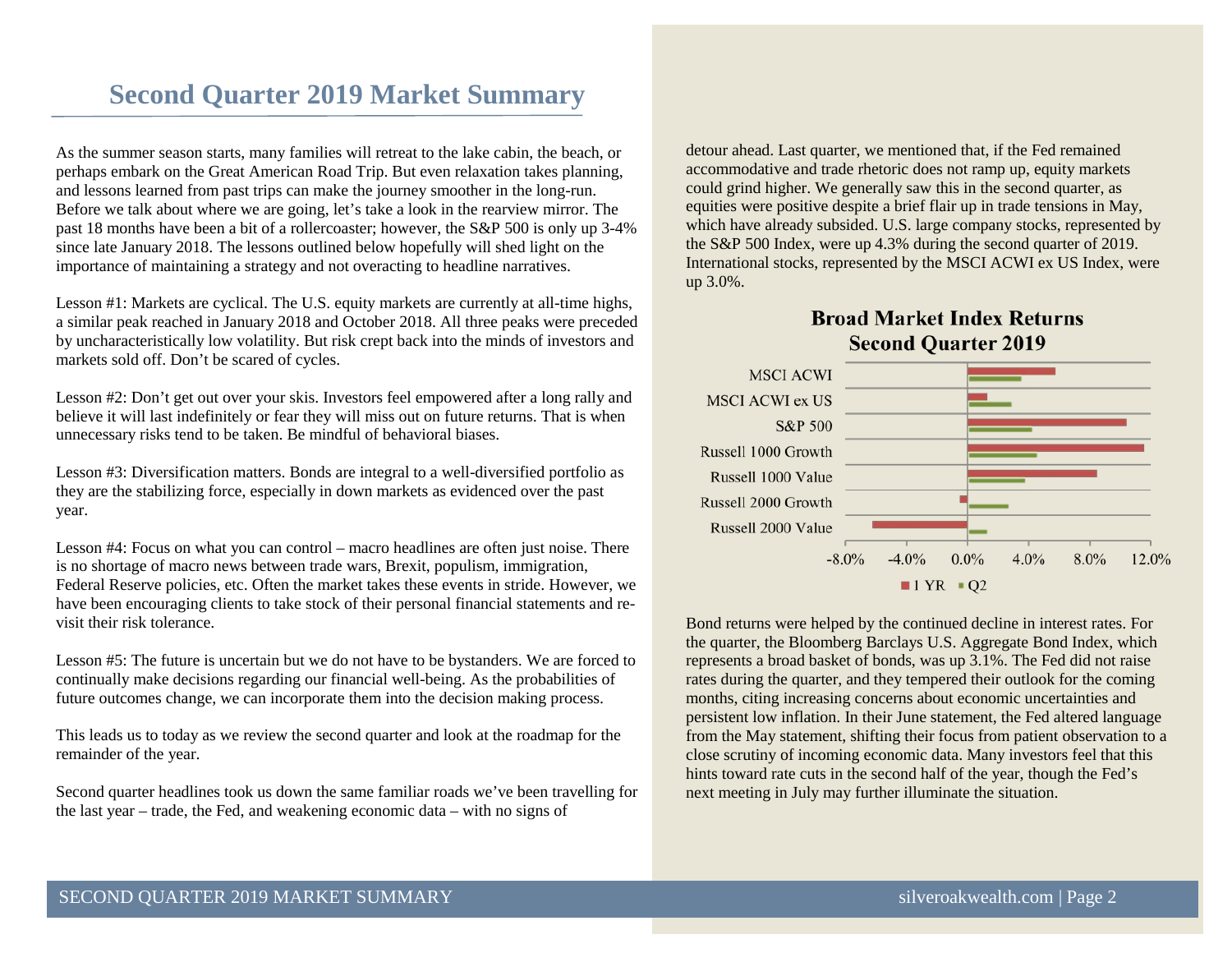# Second Quarter 2019 Market Summary

As the summer season starts, many families will retreat to the lake cabin, the beach, or perhaps embark on the Great American Road Trip. But even relaxation takes planning, and lessons learned from past trips can make the journey smoother in the long-run. Before we talk about where we are going, let's take a look in the rearview mirror. The past 18 months have been a bit of a rollercoaster; however, the S&P 500 is only up 3-4% since late January 2018. The lessons outlined below hopefully will shed light on the importance of maintaining a strategy and not overacting to headline narratives.

Lesson #1: Markets are cyclical. The U.S. equity markets are currently at all-time highs, a similar peak reached in January 2018 and October 2018. All three peaks were preceded by uncharacteristically low volatility. But risk crept back into the minds of investors and markets sold off. Don't be scared of cycles.

Lesson #2: Don't get out over your skis. Investors feel empowered after a long rally and believe it will last indefinitely or fear they will miss out on future returns. That is when unnecessary risks tend to be taken. Be mindful of behavioral biases.

Lesson #3: Diversification matters. Bonds are integral to a well-diversified portfolio as they are the stabilizing force, especially in down markets as evidenced over the past year.

Lesson #4: Focus on what you can control – macro headlines are often just noise. There is no shortage of macro news between trade wars, Brexit, populism, immigration, Federal Reserve policies, etc. Often the market takes these events in stride. However, we have been encouraging clients to take stock of their personal financial statements and re-visit their risk tolerance.

Lesson #5: The future is uncertain but we do not have to be bystanders. We are forced to continually make decisions regarding our financial well-being. As the probabilities of future outcomes change, we can incorporate them into the decision making process.

This leads us to today as we review the second quarter and look at the roadmap for the remainder of the year.

Second quarter headlines took us down the same familiar roads we've been travelling for the last year – trade, the Fed, and weakening economic data – with no signs of detour ahead. Last quarter, we mentioned that, if the Fed remained accommodative and trade rhetoric does not ramp up, equity markets could grind higher. We generally saw this in the second quarter, as equities were positive despite a brief flair up in trade tensions in May, which have already subsided. U.S. large company stocks, represented by the S&P 500 Index, were up 4.3% during the second quarter of 2019. International stocks, represented by the MSCI ACWI ex US Index, were up 3.0%.

**Broad Market Index Returns**
**Second Quarter 2019**

Bond returns were helped by the continued decline in interest rates. For the quarter, the Bloomberg Barclays U.S. Aggregate Bond Index, which represents a broad basket of bonds, was up 3.1%. The Fed did not raise rates during the quarter, and they tempered their outlook for the coming months, citing increasing concerns about economic uncertainties and persistent low inflation. In their June statement, the Fed altered language from the May statement, shifting their focus from patient observation to a close scrutiny of incoming economic data. Many investors feel that this hints toward rate cuts in the second half of the year, though the Fed's next meeting in July may further illuminate the situation.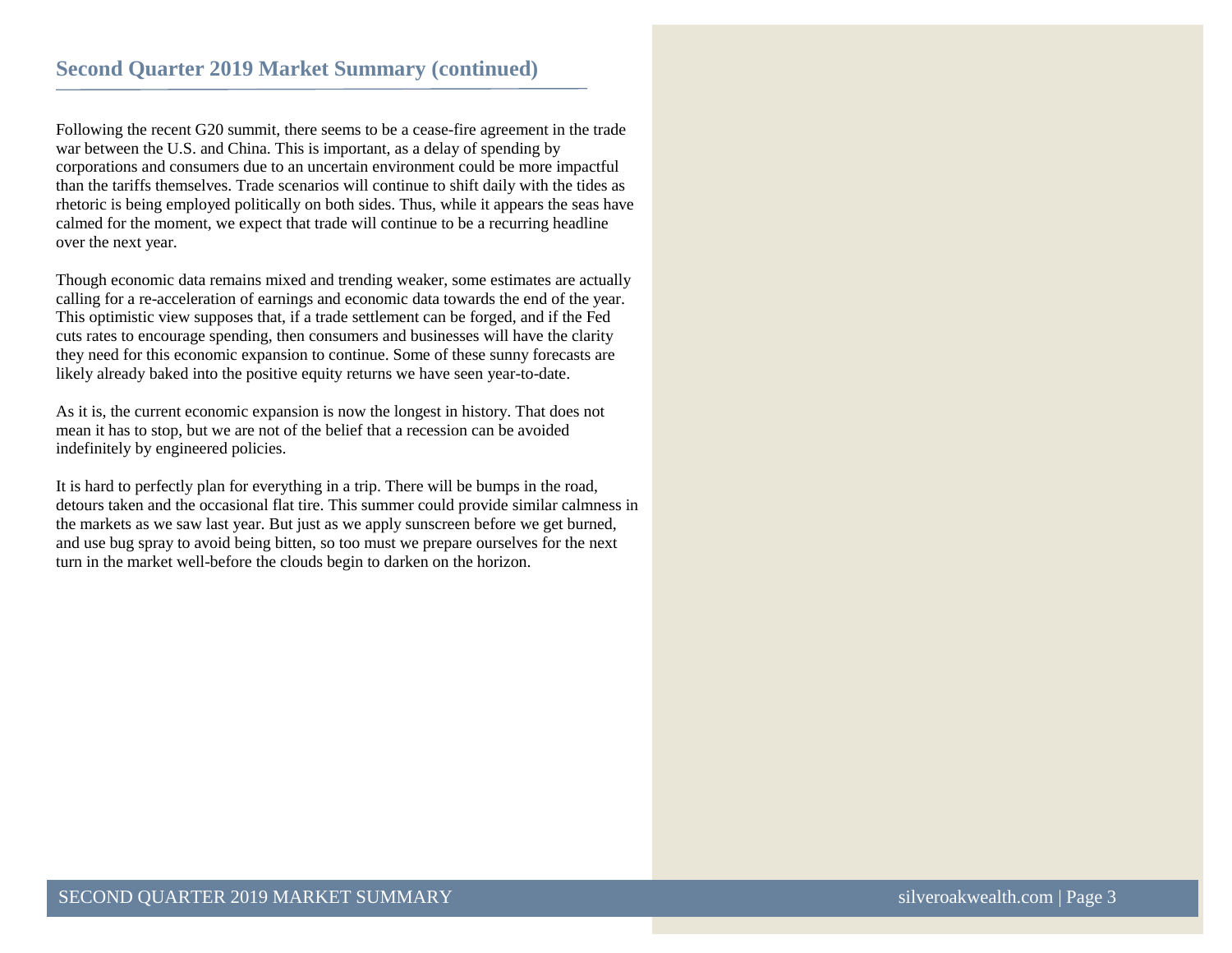## Second Quarter 2019 Market Summary (continued)

Following the recent G20 summit, there seems to be a cease-fire agreement in the trade war between the U.S. and China. This is important, as a delay of spending by corporations and consumers due to an uncertain environment could be more impactful than the tariffs themselves. Trade scenarios will continue to shift daily with the tides as rhetoric is being employed politically on both sides. Thus, while it appears the seas have calmed for the moment, we expect that trade will continue to be a recurring headline over the next year.

Though economic data remains mixed and trending weaker, some estimates are actually calling for a re-acceleration of earnings and economic data towards the end of the year. This optimistic view supposes that, if a trade settlement can be forged, and if the Fed cuts rates to encourage spending, then consumers and businesses will have the clarity they need for this economic expansion to continue. Some of these sunny forecasts are likely already baked into the positive equity returns we have seen year-to-date.

As it is, the current economic expansion is now the longest in history. That does not mean it has to stop, but we are not of the belief that a recession can be avoided indefinitely by engineered policies.

It is hard to perfectly plan for everything in a trip. There will be bumps in the road, detours taken and the occasional flat tire. This summer could provide similar calmness in the markets as we saw last year. But just as we apply sunscreen before we get burned, and use bug spray to avoid being bitten, so too must we prepare ourselves for the next turn in the market well-before the clouds begin to darken on the horizon.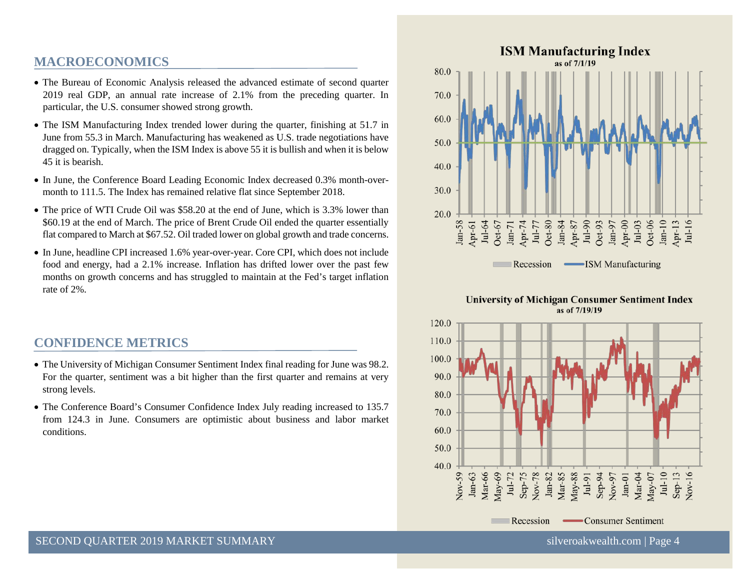## MACROECONOMICS

- The Bureau of Economic Analysis released the advanced estimate of second quarter 2019 real GDP, an annual rate increase of 2.1% from the preceding quarter. In particular, the U.S. consumer showed strong growth.
- The ISM Manufacturing Index trended lower during the quarter, finishing at 51.7 in June from 55.3 in March. Manufacturing has weakened as U.S. trade negotiations have dragged on. Typically, when the ISM Index is above 55 it is bullish and when it is below 45 it is bearish.
- In June, the Conference Board Leading Economic Index decreased 0.3% month-over-month to 111.5. The Index has remained relative flat since September 2018.
- The price of WTI Crude Oil was $58.20 at the end of June, which is 3.3% lower than $60.19 at the end of March. The price of Brent Crude Oil ended the quarter essentially flat compared to March at $67.52. Oil traded lower on global growth and trade concerns.
- In June, headline CPI increased 1.6% year-over-year. Core CPI, which does not include food and energy, had a 2.1% increase. Inflation has drifted lower over the past few months on growth concerns and has struggled to maintain at the Fed's target inflation rate of 2%.

## CONFIDENCE METRICS

- The University of Michigan Consumer Sentiment Index final reading for June was 98.2. For the quarter, sentiment was a bit higher than the first quarter and remains at very strong levels.
- The Conference Board's Consumer Confidence Index July reading increased to 135.7 from 124.3 in June. Consumers are optimistic about business and labor market conditions.

**ISM Manufacturing Index**
as of 7/1/19

Recession — ISM Manufacturing

**University of Michigan Consumer Sentiment Index**
as of 7/19/19

Recession — Consumer Sentiment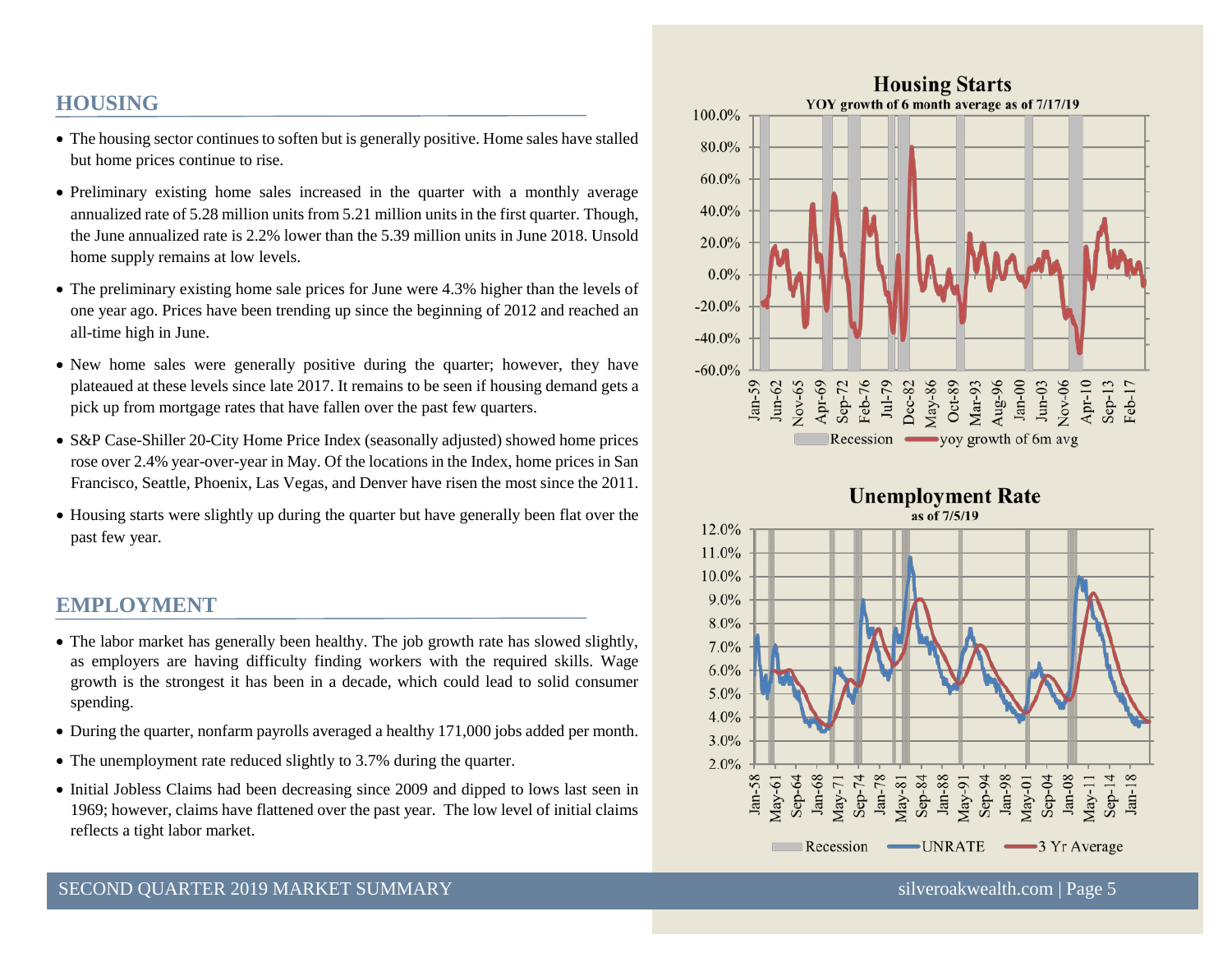## HOUSING

- The housing sector continues to soften but is generally positive. Home sales have stalled but home prices continue to rise.
- Preliminary existing home sales increased in the quarter with a monthly average annualized rate of 5.28 million units from 5.21 million units in the first quarter. Though, the June annualized rate is 2.2% lower than the 5.39 million units in June 2018. Unsold home supply remains at low levels.
- The preliminary existing home sale prices for June were 4.3% higher than the levels of one year ago. Prices have been trending up since the beginning of 2012 and reached an all-time high in June.
- New home sales were generally positive during the quarter; however, they have plateaued at these levels since late 2017. It remains to be seen if housing demand gets a pick up from mortgage rates that have fallen over the past few quarters.
- S&P Case-Shiller 20-City Home Price Index (seasonally adjusted) showed home prices rose over 2.4% year-over-year in May. Of the locations in the Index, home prices in San Francisco, Seattle, Phoenix, Las Vegas, and Denver have risen the most since the 2011.
- Housing starts were slightly up during the quarter but have generally been flat over the past few year.

## EMPLOYMENT

- The labor market has generally been healthy. The job growth rate has slowed slightly, as employers are having difficulty finding workers with the required skills. Wage growth is the strongest it has been in a decade, which could lead to solid consumer spending.
- During the quarter, nonfarm payrolls averaged a healthy 171,000 jobs added per month.
- The unemployment rate reduced slightly to 3.7% during the quarter.
- Initial Jobless Claims had been decreasing since 2009 and dipped to lows last seen in 1969; however, claims have flattened over the past year. The low level of initial claims reflects a tight labor market.

**Housing Starts**
YOY growth of 6 month average as of 7/17/19

Legend: Recession, yoy growth of 6m avg

**Unemployment Rate**
as of 7/5/19

Legend: Recession, UNRATE, 3 Yr Average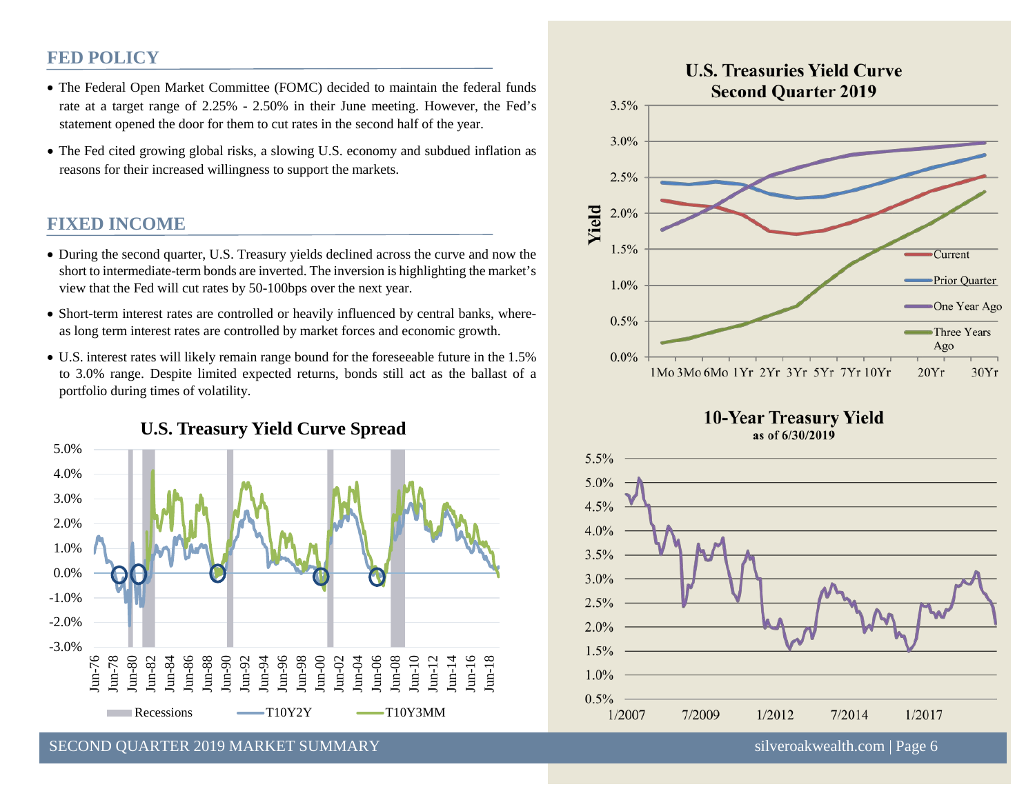## FED POLICY

- The Federal Open Market Committee (FOMC) decided to maintain the federal funds rate at a target range of 2.25% - 2.50% in their June meeting. However, the Fed's statement opened the door for them to cut rates in the second half of the year.
- The Fed cited growing global risks, a slowing U.S. economy and subdued inflation as reasons for their increased willingness to support the markets.

## FIXED INCOME

- During the second quarter, U.S. Treasury yields declined across the curve and now the short to intermediate-term bonds are inverted. The inversion is highlighting the market's view that the Fed will cut rates by 50-100bps over the next year.
- Short-term interest rates are controlled or heavily influenced by central banks, whereas long term interest rates are controlled by market forces and economic growth.
- U.S. interest rates will likely remain range bound for the foreseeable future in the 1.5% to 3.0% range. Despite limited expected returns, bonds still act as the ballast of a portfolio during times of volatility.

**U.S. Treasury Yield Curve Spread**

Legend: Recessions, T10Y2Y, T10Y3MM

**U.S. Treasuries Yield Curve Second Quarter 2019**

Legend: Current, Prior Quarter, One Year Ago, Three Years Ago

**10-Year Treasury Yield as of 6/30/2019**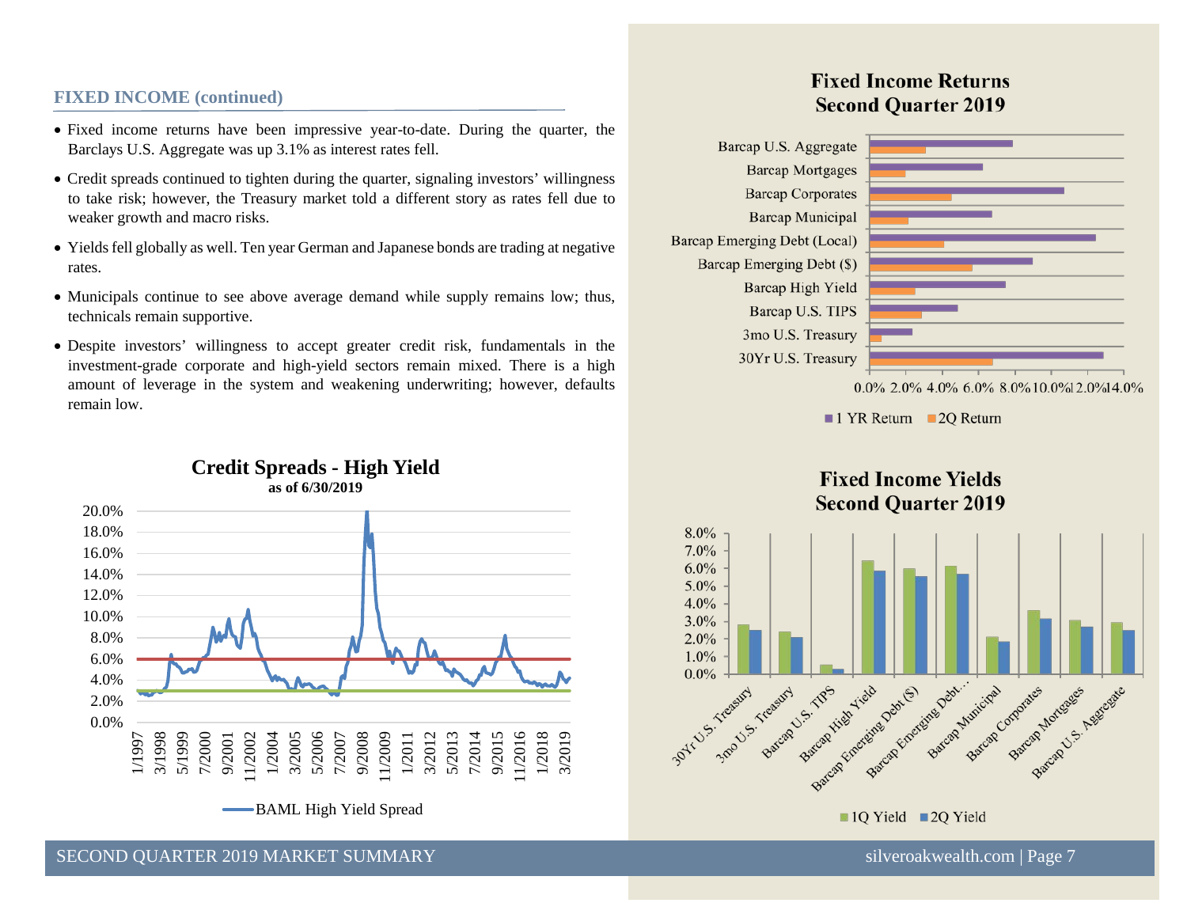## FIXED INCOME (continued)

- Fixed income returns have been impressive year-to-date. During the quarter, the Barclays U.S. Aggregate was up 3.1% as interest rates fell.
- Credit spreads continued to tighten during the quarter, signaling investors' willingness to take risk; however, the Treasury market told a different story as rates fell due to weaker growth and macro risks.
- Yields fell globally as well. Ten year German and Japanese bonds are trading at negative rates.
- Municipals continue to see above average demand while supply remains low; thus, technicals remain supportive.
- Despite investors' willingness to accept greater credit risk, fundamentals in the investment-grade corporate and high-yield sectors remain mixed. There is a high amount of leverage in the system and weakening underwriting; however, defaults remain low.

**Credit Spreads - High Yield**
as of 6/30/2019

BAML High Yield Spread

**Fixed Income Returns Second Quarter 2019**

1 YR Return / 2Q Return

**Fixed Income Yields Second Quarter 2019**

1Q Yield / 2Q Yield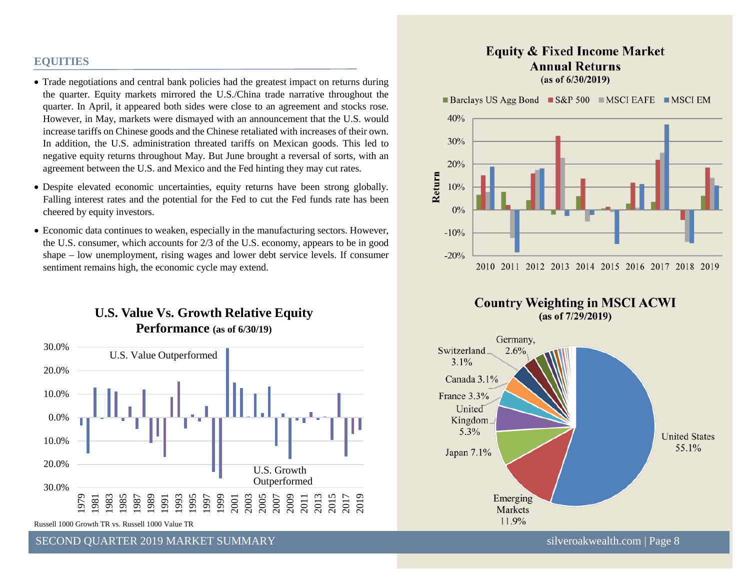## EQUITIES

- Trade negotiations and central bank policies had the greatest impact on returns during the quarter. Equity markets mirrored the U.S./China trade narrative throughout the quarter. In April, it appeared both sides were close to an agreement and stocks rose. However, in May, markets were dismayed with an announcement that the U.S. would increase tariffs on Chinese goods and the Chinese retaliated with increases of their own. In addition, the U.S. administration threated tariffs on Mexican goods. This led to negative equity returns throughout May. But June brought a reversal of sorts, with an agreement between the U.S. and Mexico and the Fed hinting they may cut rates.
- Despite elevated economic uncertainties, equity returns have been strong globally. Falling interest rates and the potential for the Fed to cut the Fed funds rate has been cheered by equity investors.
- Economic data continues to weaken, especially in the manufacturing sectors. However, the U.S. consumer, which accounts for 2/3 of the U.S. economy, appears to be in good shape – low unemployment, rising wages and lower debt service levels. If consumer sentiment remains high, the economic cycle may extend.

**U.S. Value Vs. Growth Relative Equity Performance (as of 6/30/19)**

Russell 1000 Growth TR vs. Russell 1000 Value TR

**Equity & Fixed Income Market Annual Returns (as of 6/30/2019)**

**Country Weighting in MSCI ACWI (as of 7/29/2019)**

| Country | Weight |
|---|---|
| United States | 55.1% |
| Emerging Markets | 11.9% |
| Japan | 7.1% |
| United Kingdom | 5.3% |
| France | 3.3% |
| Canada | 3.1% |
| Switzerland | 3.1% |
| Germany | 2.6% |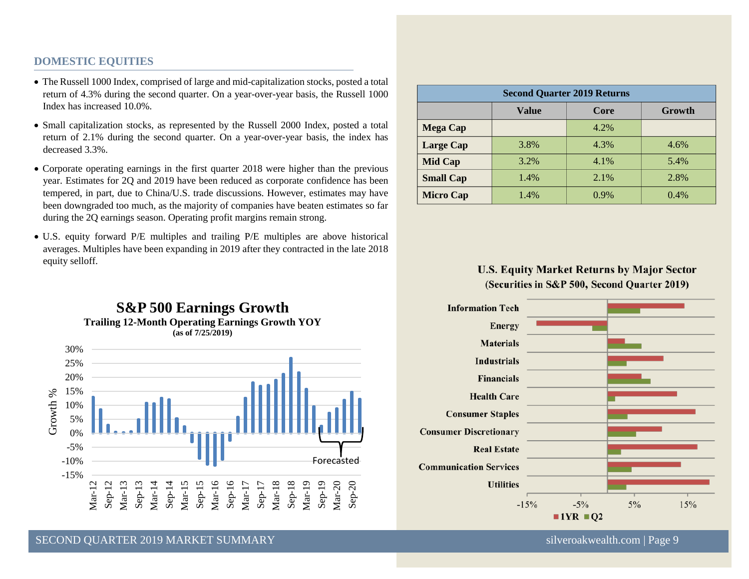## DOMESTIC EQUITIES

- The Russell 1000 Index, comprised of large and mid-capitalization stocks, posted a total return of 4.3% during the second quarter. On a year-over-year basis, the Russell 1000 Index has increased 10.0%.
- Small capitalization stocks, as represented by the Russell 2000 Index, posted a total return of 2.1% during the second quarter. On a year-over-year basis, the index has decreased 3.3%.
- Corporate operating earnings in the first quarter 2018 were higher than the previous year. Estimates for 2Q and 2019 have been reduced as corporate confidence has been tempered, in part, due to China/U.S. trade discussions. However, estimates may have been downgraded too much, as the majority of companies have beaten estimates so far during the 2Q earnings season. Operating profit margins remain strong.
- U.S. equity forward P/E multiples and trailing P/E multiples are above historical averages. Multiples have been expanding in 2019 after they contracted in the late 2018 equity selloff.

| Second Quarter 2019 Returns | | | |
|---|---|---|---|
| | Value | Core | Growth |
| **Mega Cap** | | 4.2% | |
| **Large Cap** | 3.8% | 4.3% | 4.6% |
| **Mid Cap** | 3.2% | 4.1% | 5.4% |
| **Small Cap** | 1.4% | 2.1% | 2.8% |
| **Micro Cap** | 1.4% | 0.9% | 0.4% |

**S&P 500 Earnings Growth**
**Trailing 12-Month Operating Earnings Growth YOY**
**(as of 7/25/2019)**

**U.S. Equity Market Returns by Major Sector**
**(Securities in S&P 500, Second Quarter 2019)**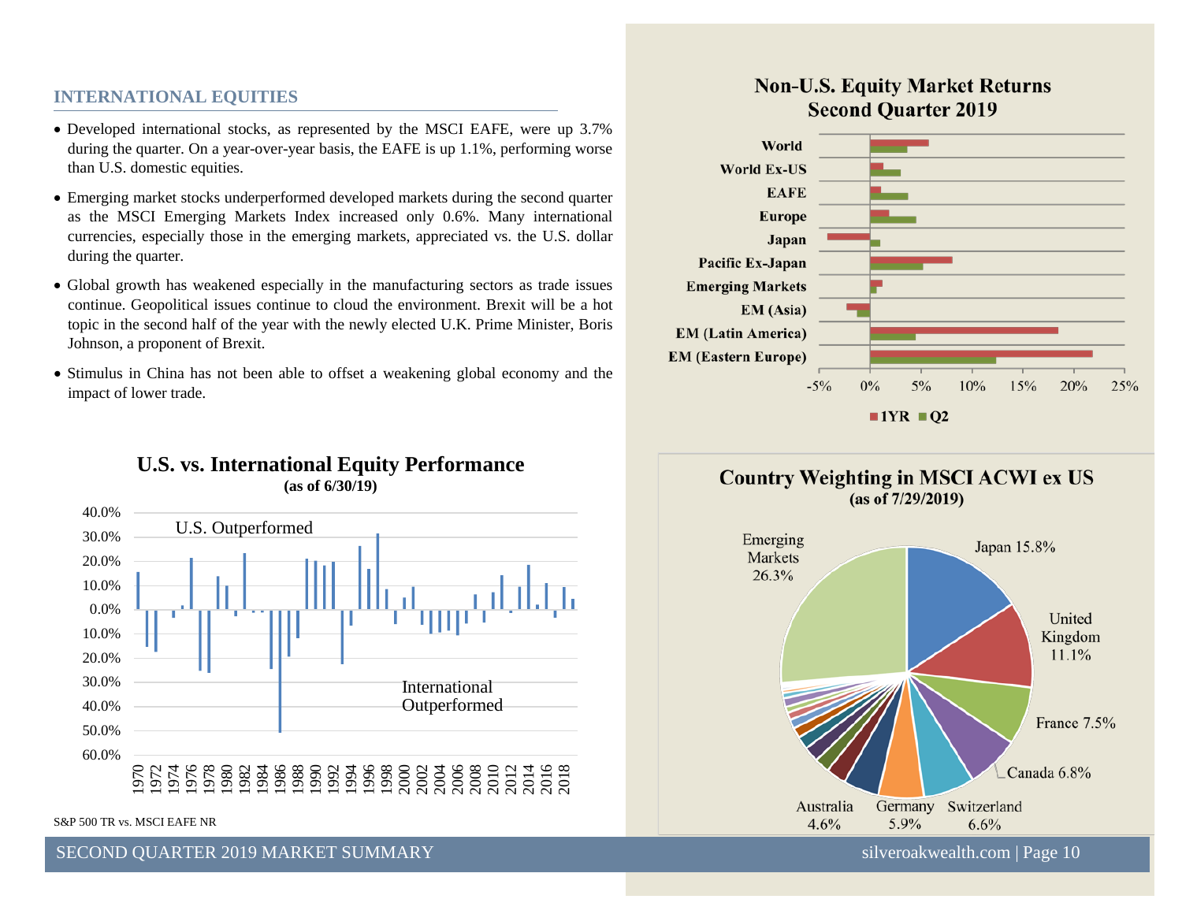## INTERNATIONAL EQUITIES

- Developed international stocks, as represented by the MSCI EAFE, were up 3.7% during the quarter. On a year-over-year basis, the EAFE is up 1.1%, performing worse than U.S. domestic equities.
- Emerging market stocks underperformed developed markets during the second quarter as the MSCI Emerging Markets Index increased only 0.6%. Many international currencies, especially those in the emerging markets, appreciated vs. the U.S. dollar during the quarter.
- Global growth has weakened especially in the manufacturing sectors as trade issues continue. Geopolitical issues continue to cloud the environment. Brexit will be a hot topic in the second half of the year with the newly elected U.K. Prime Minister, Boris Johnson, a proponent of Brexit.
- Stimulus in China has not been able to offset a weakening global economy and the impact of lower trade.

**U.S. vs. International Equity Performance**
**(as of 6/30/19)**

U.S. Outperformed

International Outperformed

S&P 500 TR vs. MSCI EAFE NR

**Non-U.S. Equity Market Returns**
**Second Quarter 2019**

World, World Ex-US, EAFE, Europe, Japan, Pacific Ex-Japan, Emerging Markets, EM (Asia), EM (Latin America), EM (Eastern Europe)

■ 1YR ■ Q2

**Country Weighting in MSCI ACWI ex US**
**(as of 7/29/2019)**

Emerging Markets 26.3%, Japan 15.8%, United Kingdom 11.1%, France 7.5%, Canada 6.8%, Switzerland 6.6%, Germany 5.9%, Australia 4.6%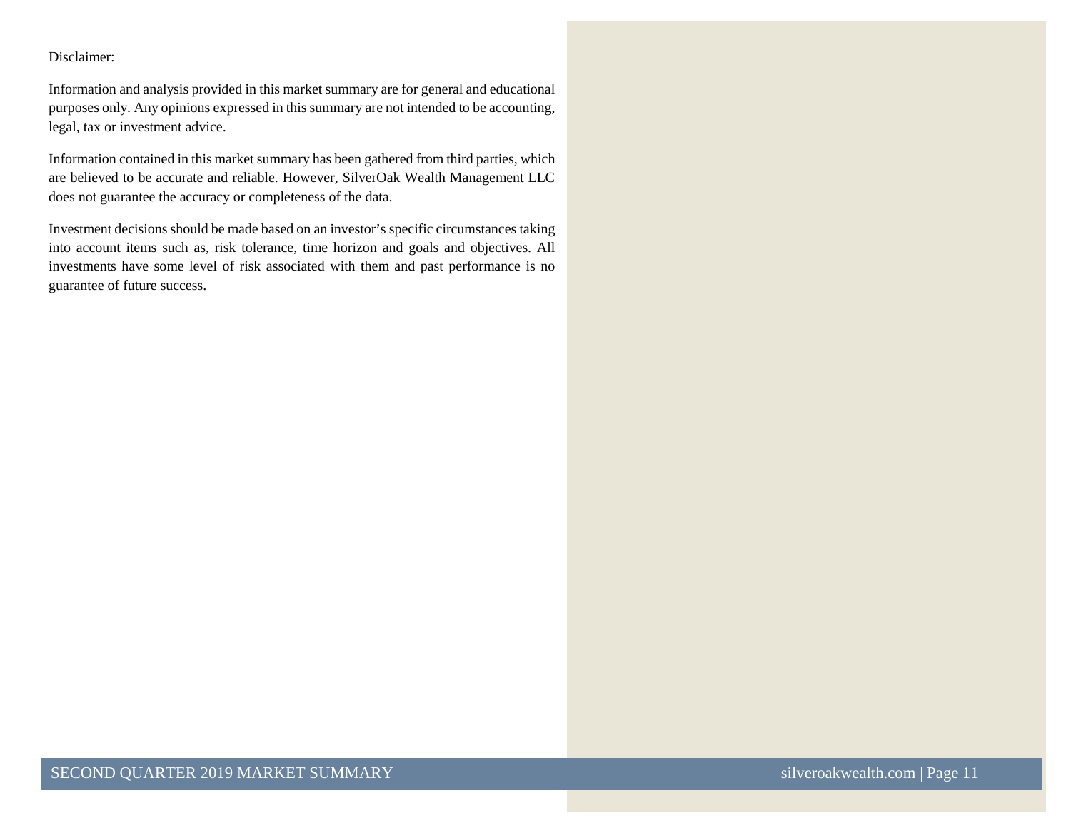Disclaimer:

Information and analysis provided in this market summary are for general and educational purposes only. Any opinions expressed in this summary are not intended to be accounting, legal, tax or investment advice.

Information contained in this market summary has been gathered from third parties, which are believed to be accurate and reliable. However, SilverOak Wealth Management LLC does not guarantee the accuracy or completeness of the data.

Investment decisions should be made based on an investor's specific circumstances taking into account items such as, risk tolerance, time horizon and goals and objectives. All investments have some level of risk associated with them and past performance is no guarantee of future success.